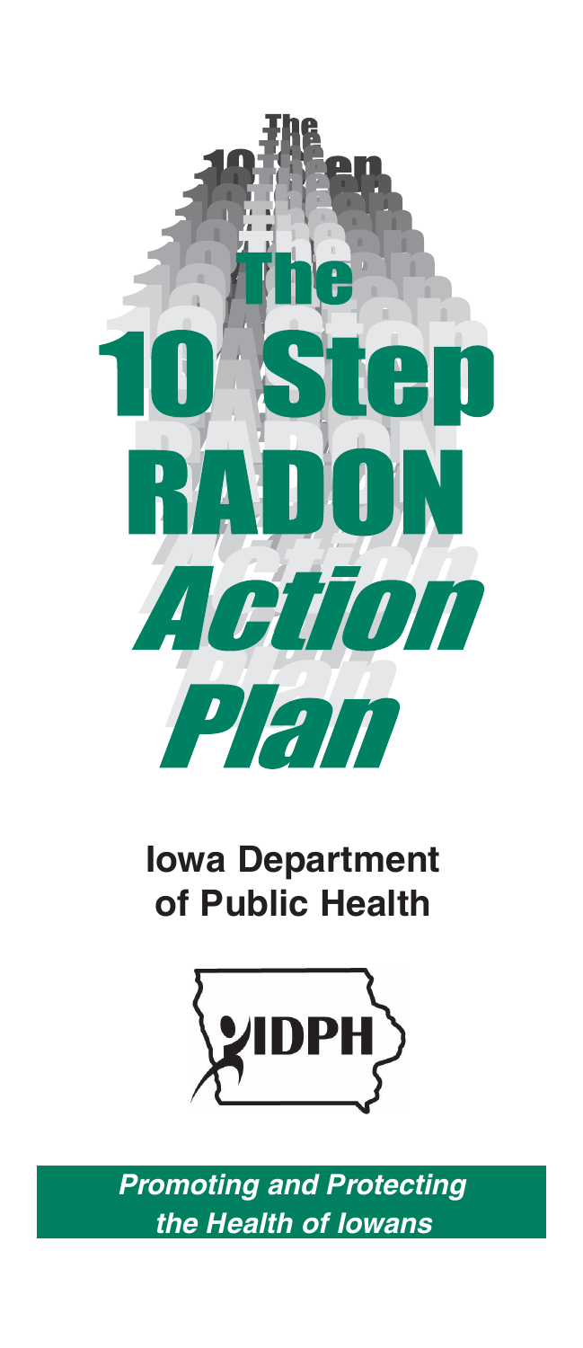# The 10 Step RADON *Action Plan*

**Iowa Department of Public Health**

IDPH

***Promoting and Protecting the Health of Iowans***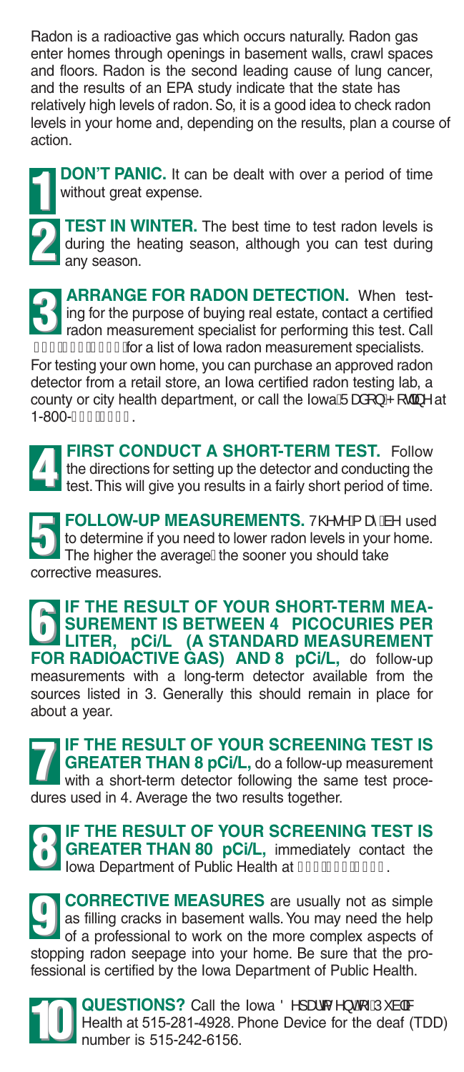Radon is a radioactive gas which occurs naturally. Radon gas enter homes through openings in basement walls, crawl spaces and floors. Radon is the second leading cause of lung cancer, and the results of an EPA study indicate that the state has relatively high levels of radon. So, it is a good idea to check radon levels in your home and, depending on the results, plan a course of action.

1. **DON'T PANIC.** It can be dealt with over a period of time without great expense.

2. **TEST IN WINTER.** The best time to test radon levels is during the heating season, although you can test during any season.

3. **ARRANGE FOR RADON DETECTION.** When testing for the purpose of buying real estate, contact a certified radon measurement specialist for performing this test. Call for a list of Iowa radon measurement specialists. For testing your own home, you can purchase an approved radon detector from a retail store, an Iowa certified radon testing lab, a county or city health department, or call the Iowa Radon Hotline at 1-800-.

4. **FIRST CONDUCT A SHORT-TERM TEST.** Follow the directions for setting up the detector and conducting the test. This will give you results in a fairly short period of time.

5. **FOLLOW-UP MEASUREMENTS.** These may be used to determine if you need to lower radon levels in your home. The higher the average, the sooner you should take corrective measures.

6. **IF THE RESULT OF YOUR SHORT-TERM MEASUREMENT IS BETWEEN 4 PICOCURIES PER LITER, pCi/L (A STANDARD MEASUREMENT FOR RADIOACTIVE GAS) AND 8 pCi/L,** do follow-up measurements with a long-term detector available from the sources listed in 3. Generally this should remain in place for about a year.

7. **IF THE RESULT OF YOUR SCREENING TEST IS GREATER THAN 8 pCi/L,** do a follow-up measurement with a short-term detector following the same test procedures used in 4. Average the two results together.

8. **IF THE RESULT OF YOUR SCREENING TEST IS GREATER THAN 80 pCi/L,** immediately contact the Iowa Department of Public Health at .

9. **CORRECTIVE MEASURES** are usually not as simple as filling cracks in basement walls. You may need the help of a professional to work on the more complex aspects of stopping radon seepage into your home. Be sure that the professional is certified by the Iowa Department of Public Health.

10. **QUESTIONS?** Call the Iowa Department of Public Health at 515-281-4928. Phone Device for the deaf (TDD) number is 515-242-6156.